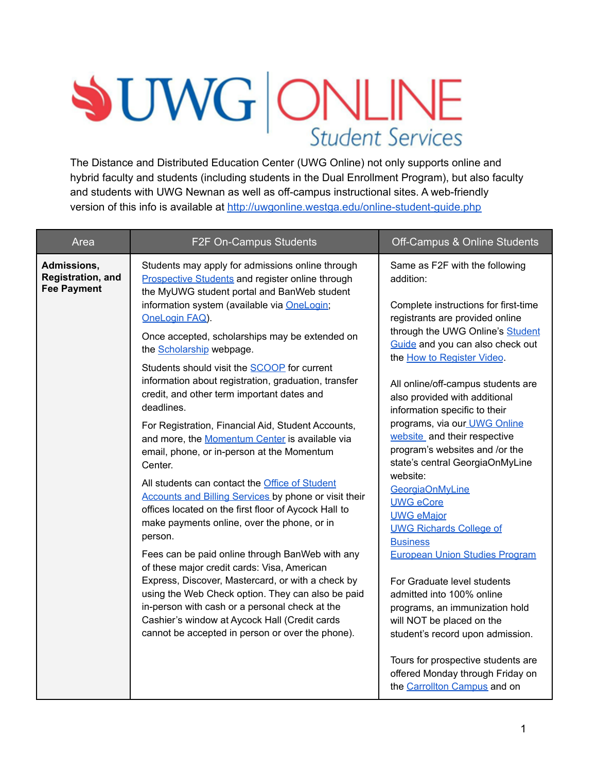# UWG ONLINE Student Services

The Distance and Distributed Education Center (UWG Online) not only supports online and hybrid faculty and students (including students in the Dual Enrollment Program), but also faculty and students with UWG Newnan as well as off-campus instructional sites. A web-friendly version of this info is available at http://uwgonline.westga.edu/online-student-guide.php

| Area | F2F On-Campus Students | Off-Campus & Online Students |
|---|---|---|
| **Admissions, Registration, and Fee Payment** | Students may apply for admissions online through Prospective Students and register online through the MyUWG student portal and BanWeb student information system (available via OneLogin; OneLogin FAQ).<br><br>Once accepted, scholarships may be extended on the Scholarship webpage.<br><br>Students should visit the SCOOP for current information about registration, graduation, transfer credit, and other term important dates and deadlines.<br><br>For Registration, Financial Aid, Student Accounts, and more, the Momentum Center is available via email, phone, or in-person at the Momentum Center.<br><br>All students can contact the Office of Student Accounts and Billing Services by phone or visit their offices located on the first floor of Aycock Hall to make payments online, over the phone, or in person.<br><br>Fees can be paid online through BanWeb with any of these major credit cards: Visa, American Express, Discover, Mastercard, or with a check by using the Web Check option. They can also be paid in-person with cash or a personal check at the Cashier's window at Aycock Hall (Credit cards cannot be accepted in person or over the phone). | Same as F2F with the following addition:<br><br>Complete instructions for first-time registrants are provided online through the UWG Online's Student Guide and you can also check out the How to Register Video.<br><br>All online/off-campus students are also provided with additional information specific to their programs, via our UWG Online website and their respective program's websites and /or the state's central GeorgiaOnMyLine website:<br>GeorgiaOnMyLine<br>UWG eCore<br>UWG eMajor<br>UWG Richards College of Business<br>European Union Studies Program<br><br>For Graduate level students admitted into 100% online programs, an immunization hold will NOT be placed on the student's record upon admission.<br><br>Tours for prospective students are offered Monday through Friday on the Carrollton Campus and on |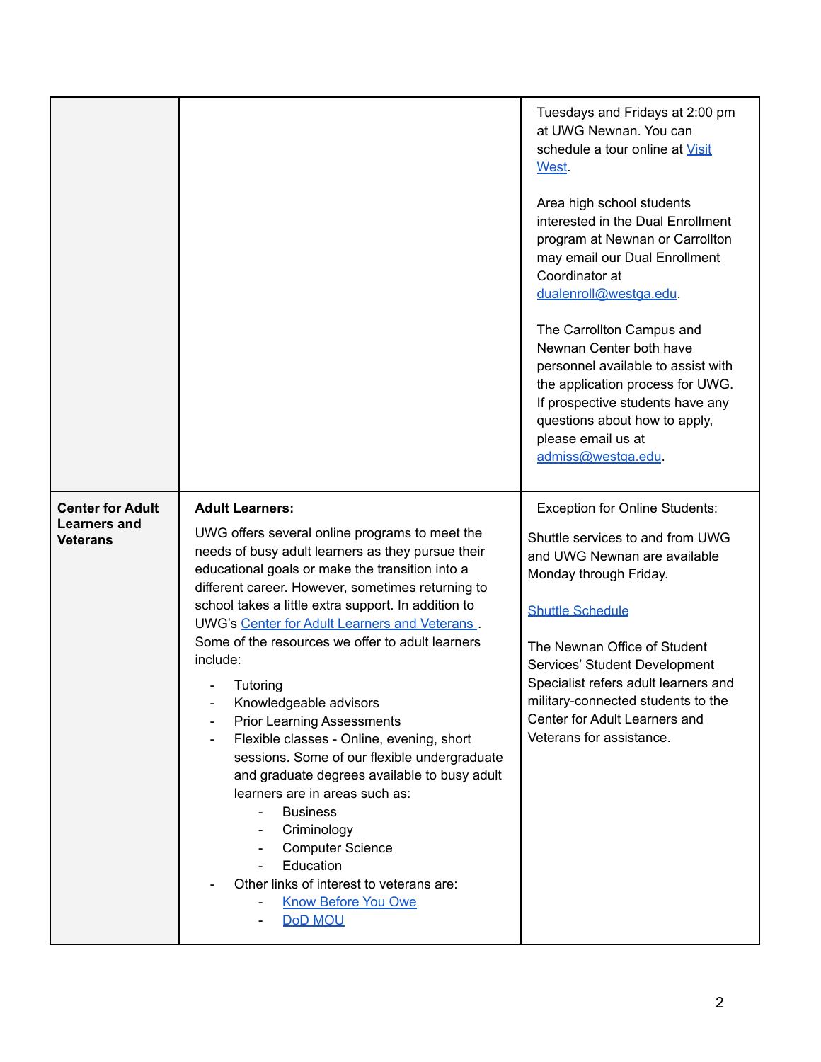| | | |
|---|---|---|
| | | Tuesdays and Fridays at 2:00 pm at UWG Newnan. You can schedule a tour online at Visit West.<br><br>Area high school students interested in the Dual Enrollment program at Newnan or Carrollton may email our Dual Enrollment Coordinator at dualenroll@westga.edu.<br><br>The Carrollton Campus and Newnan Center both have personnel available to assist with the application process for UWG. If prospective students have any questions about how to apply, please email us at admiss@westga.edu. |
| **Center for Adult Learners and Veterans** | **Adult Learners:**<br><br>UWG offers several online programs to meet the needs of busy adult learners as they pursue their educational goals or make the transition into a different career. However, sometimes returning to school takes a little extra support. In addition to UWG's Center for Adult Learners and Veterans . Some of the resources we offer to adult learners include:<br><br>- Tutoring<br>- Knowledgeable advisors<br>- Prior Learning Assessments<br>- Flexible classes - Online, evening, short sessions. Some of our flexible undergraduate and graduate degrees available to busy adult learners are in areas such as:<br>&nbsp;&nbsp;&nbsp;&nbsp;- Business<br>&nbsp;&nbsp;&nbsp;&nbsp;- Criminology<br>&nbsp;&nbsp;&nbsp;&nbsp;- Computer Science<br>&nbsp;&nbsp;&nbsp;&nbsp;- Education<br>- Other links of interest to veterans are:<br>&nbsp;&nbsp;&nbsp;&nbsp;- Know Before You Owe<br>&nbsp;&nbsp;&nbsp;&nbsp;- DoD MOU | Exception for Online Students:<br><br>Shuttle services to and from UWG and UWG Newnan are available Monday through Friday.<br><br>Shuttle Schedule<br><br>The Newnan Office of Student Services' Student Development Specialist refers adult learners and military-connected students to the Center for Adult Learners and Veterans for assistance. |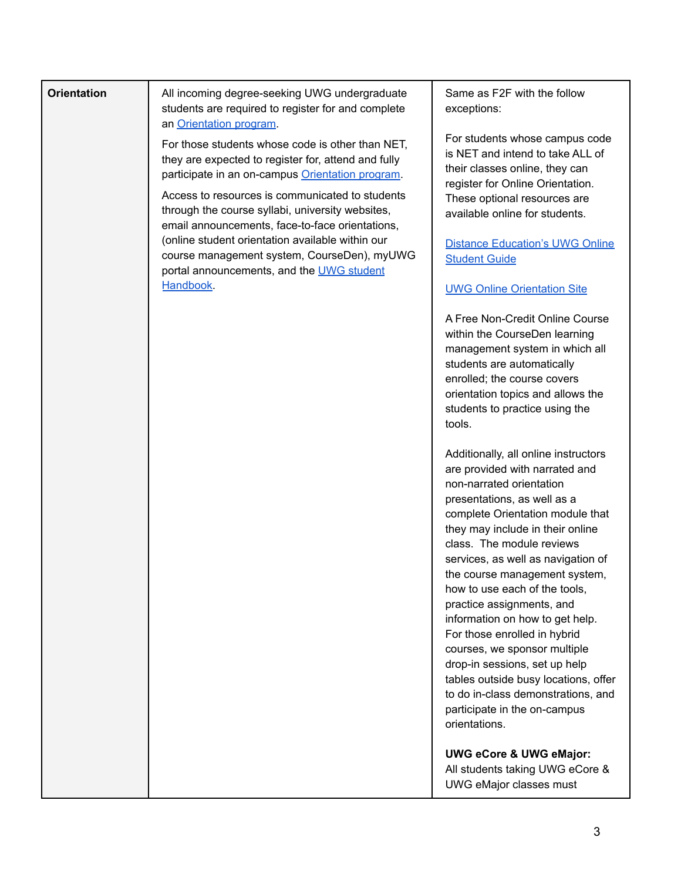| | | |
|---|---|---|
| **Orientation** | All incoming degree-seeking UWG undergraduate students are required to register for and complete an Orientation program.<br><br>For those students whose code is other than NET, they are expected to register for, attend and fully participate in an on-campus Orientation program.<br><br>Access to resources is communicated to students through the course syllabi, university websites, email announcements, face-to-face orientations, (online student orientation available within our course management system, CourseDen), myUWG portal announcements, and the UWG student Handbook. | Same as F2F with the follow exceptions:<br><br>For students whose campus code is NET and intend to take ALL of their classes online, they can register for Online Orientation. These optional resources are available online for students.<br><br>Distance Education's UWG Online Student Guide<br><br>UWG Online Orientation Site<br><br>A Free Non-Credit Online Course within the CourseDen learning management system in which all students are automatically enrolled; the course covers orientation topics and allows the students to practice using the tools.<br><br>Additionally, all online instructors are provided with narrated and non-narrated orientation presentations, as well as a complete Orientation module that they may include in their online class. The module reviews services, as well as navigation of the course management system, how to use each of the tools, practice assignments, and information on how to get help. For those enrolled in hybrid courses, we sponsor multiple drop-in sessions, set up help tables outside busy locations, offer to do in-class demonstrations, and participate in the on-campus orientations.<br><br>**UWG eCore & UWG eMajor:** All students taking UWG eCore & UWG eMajor classes must |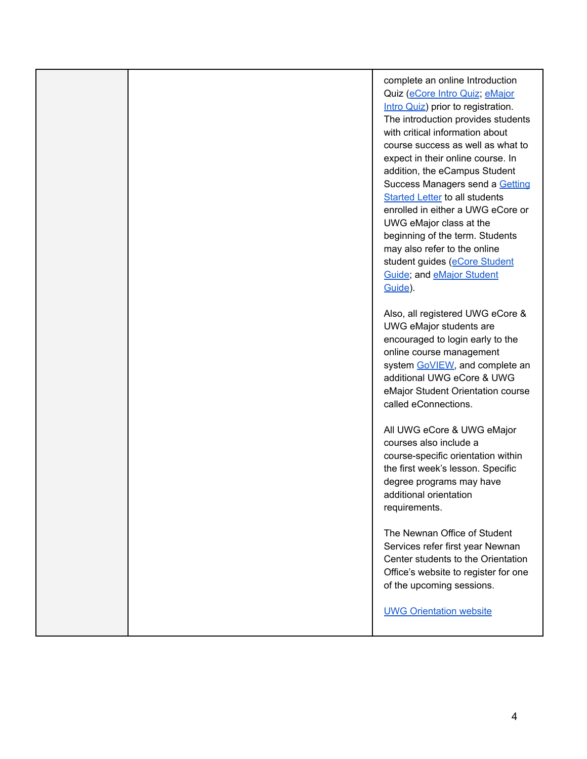| | | |
|---|---|---|
| | | complete an online Introduction Quiz (eCore Intro Quiz; eMajor Intro Quiz) prior to registration. The introduction provides students with critical information about course success as well as what to expect in their online course. In addition, the eCampus Student Success Managers send a Getting Started Letter to all students enrolled in either a UWG eCore or UWG eMajor class at the beginning of the term. Students may also refer to the online student guides (eCore Student Guide; and eMajor Student Guide).<br><br>Also, all registered UWG eCore & UWG eMajor students are encouraged to login early to the online course management system GoVIEW, and complete an additional UWG eCore & UWG eMajor Student Orientation course called eConnections.<br><br>All UWG eCore & UWG eMajor courses also include a course-specific orientation within the first week's lesson. Specific degree programs may have additional orientation requirements.<br><br>The Newnan Office of Student Services refer first year Newnan Center students to the Orientation Office's website to register for one of the upcoming sessions.<br><br>UWG Orientation website |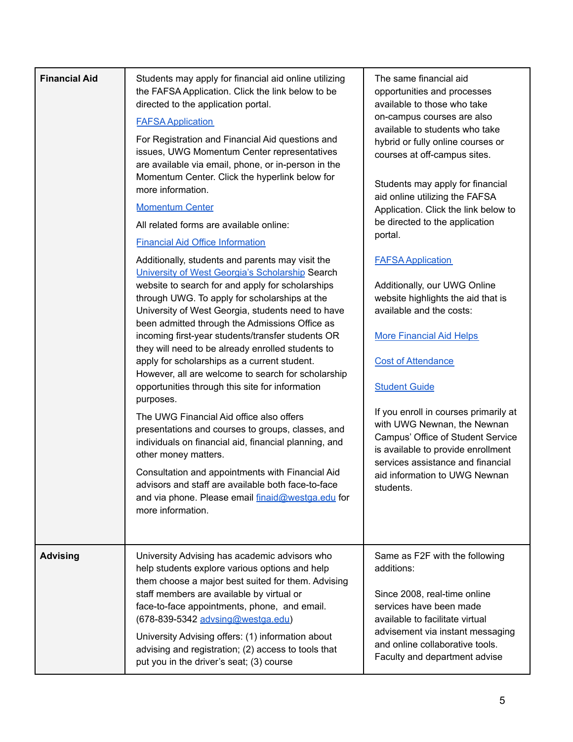| | | |
|---|---|---|
| **Financial Aid** | Students may apply for financial aid online utilizing the FAFSA Application. Click the link below to be directed to the application portal.<br><br>FAFSA Application<br><br>For Registration and Financial Aid questions and issues, UWG Momentum Center representatives are available via email, phone, or in-person in the Momentum Center. Click the hyperlink below for more information.<br><br>Momentum Center<br><br>All related forms are available online:<br><br>Financial Aid Office Information<br><br>Additionally, students and parents may visit the University of West Georgia's Scholarship Search website to search for and apply for scholarships through UWG. To apply for scholarships at the University of West Georgia, students need to have been admitted through the Admissions Office as incoming first-year students/transfer students OR they will need to be already enrolled students to apply for scholarships as a current student. However, all are welcome to search for scholarship opportunities through this site for information purposes.<br><br>The UWG Financial Aid office also offers presentations and courses to groups, classes, and individuals on financial aid, financial planning, and other money matters.<br><br>Consultation and appointments with Financial Aid advisors and staff are available both face-to-face and via phone. Please email finaid@westga.edu for more information. | The same financial aid opportunities and processes available to those who take on-campus courses are also available to students who take hybrid or fully online courses or courses at off-campus sites.<br><br>Students may apply for financial aid online utilizing the FAFSA Application. Click the link below to be directed to the application portal.<br><br>FAFSA Application<br><br>Additionally, our UWG Online website highlights the aid that is available and the costs:<br><br>More Financial Aid Helps<br><br>Cost of Attendance<br><br>Student Guide<br><br>If you enroll in courses primarily at with UWG Newnan, the Newnan Campus' Office of Student Service is available to provide enrollment services assistance and financial aid information to UWG Newnan students. |
| **Advising** | University Advising has academic advisors who help students explore various options and help them choose a major best suited for them. Advising staff members are available by virtual or face-to-face appointments, phone, and email. (678-839-5342 advsing@westga.edu)<br><br>University Advising offers: (1) information about advising and registration; (2) access to tools that put you in the driver's seat; (3) course | Same as F2F with the following additions:<br><br>Since 2008, real-time online services have been made available to facilitate virtual advisement via instant messaging and online collaborative tools. Faculty and department advise |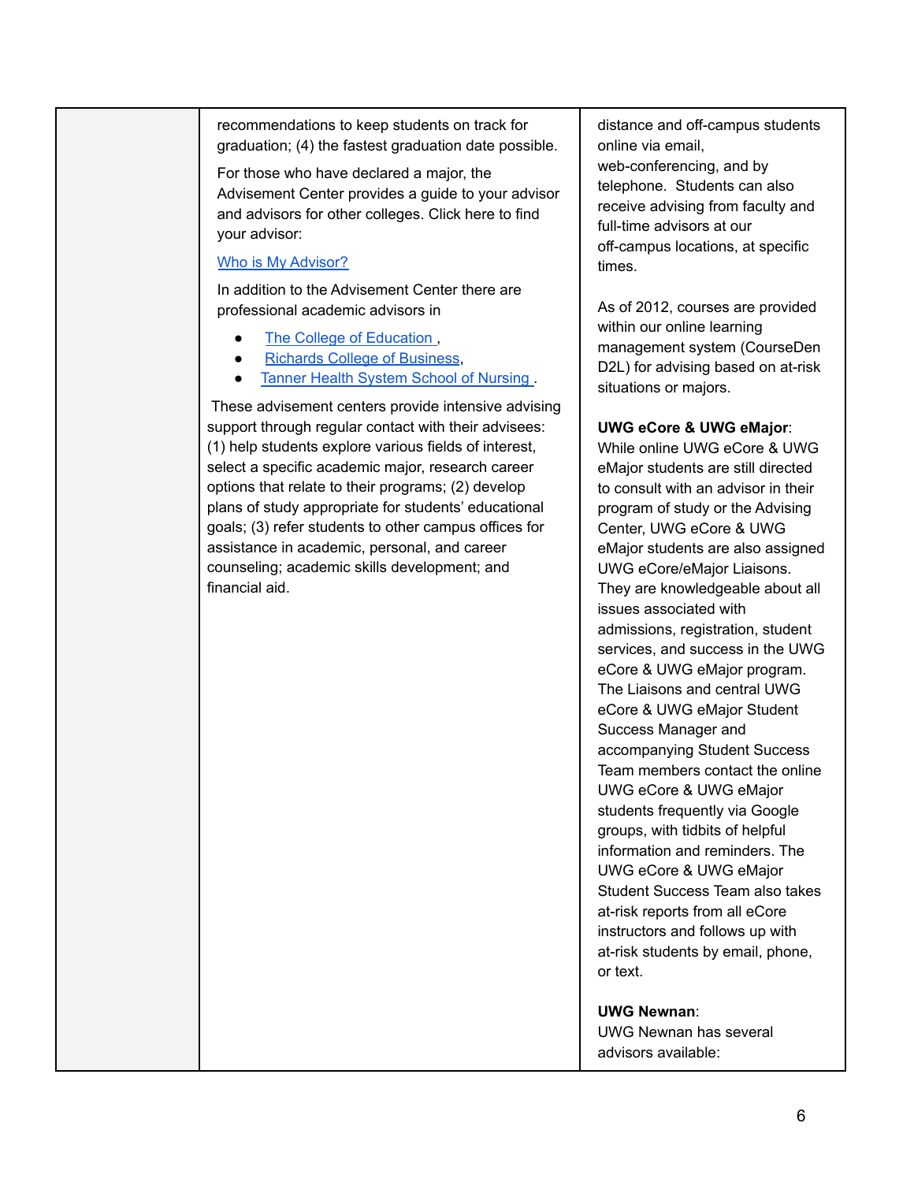| | | |
|---|---|---|
| | recommendations to keep students on track for graduation; (4) the fastest graduation date possible.<br><br>For those who have declared a major, the Advisement Center provides a guide to your advisor and advisors for other colleges. Click here to find your advisor:<br><br>[Who is My Advisor?]<br><br>In addition to the Advisement Center there are professional academic advisors in<br><br>• [The College of Education],<br>• [Richards College of Business],<br>• [Tanner Health System School of Nursing].<br><br>These advisement centers provide intensive advising support through regular contact with their advisees: (1) help students explore various fields of interest, select a specific academic major, research career options that relate to their programs; (2) develop plans of study appropriate for students' educational goals; (3) refer students to other campus offices for assistance in academic, personal, and career counseling; academic skills development; and financial aid. | distance and off-campus students online via email, web-conferencing, and by telephone. Students can also receive advising from faculty and full-time advisors at our off-campus locations, at specific times.<br><br>As of 2012, courses are provided within our online learning management system (CourseDen D2L) for advising based on at-risk situations or majors.<br><br>**UWG eCore & UWG eMajor**:<br>While online UWG eCore & UWG eMajor students are still directed to consult with an advisor in their program of study or the Advising Center, UWG eCore & UWG eMajor students are also assigned UWG eCore/eMajor Liaisons. They are knowledgeable about all issues associated with admissions, registration, student services, and success in the UWG eCore & UWG eMajor program. The Liaisons and central UWG eCore & UWG eMajor Student Success Manager and accompanying Student Success Team members contact the online UWG eCore & UWG eMajor students frequently via Google groups, with tidbits of helpful information and reminders. The UWG eCore & UWG eMajor Student Success Team also takes at-risk reports from all eCore instructors and follows up with at-risk students by email, phone, or text.<br><br>**UWG Newnan**:<br>UWG Newnan has several advisors available: |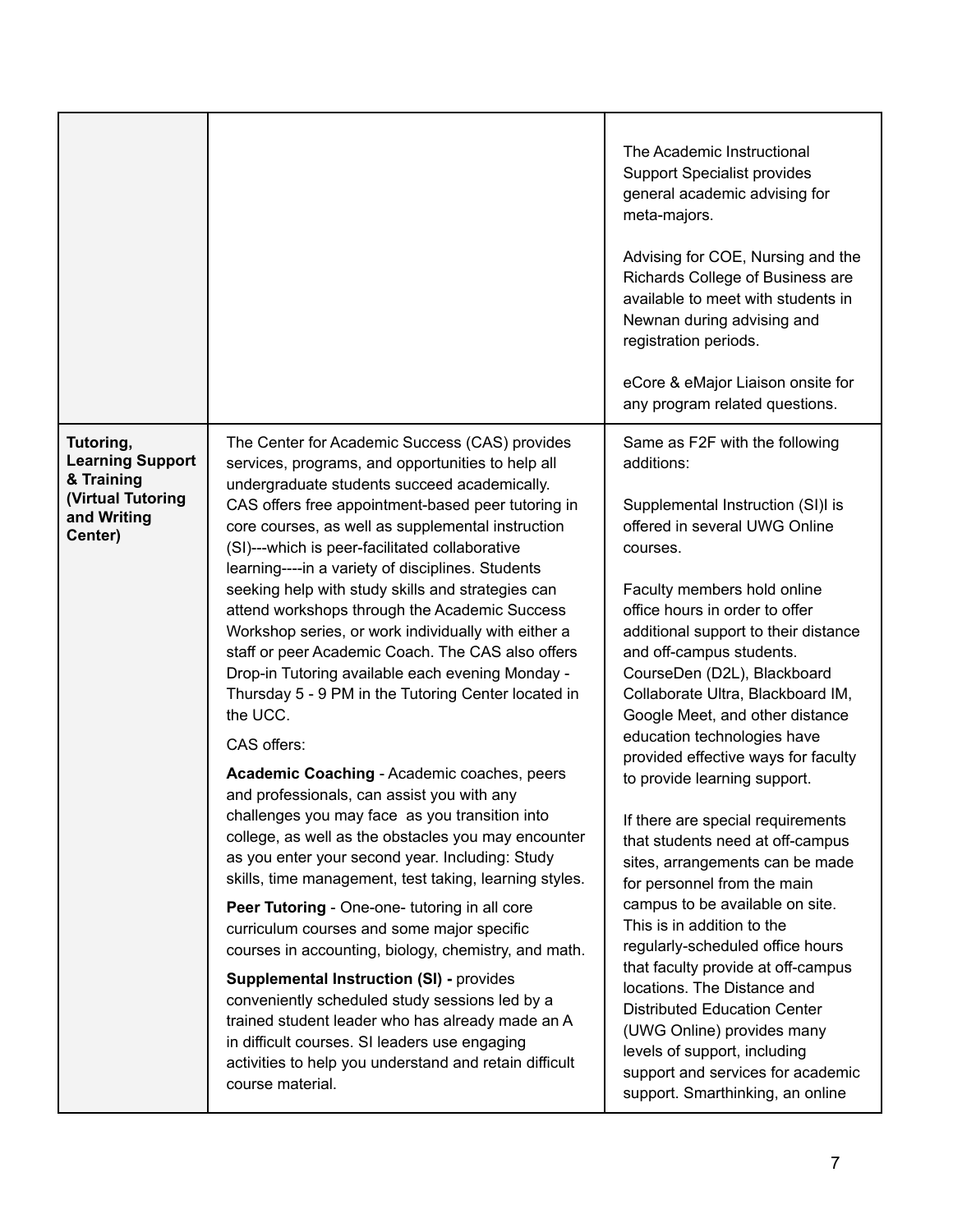| | | |
|---|---|---|
| | | The Academic Instructional Support Specialist provides general academic advising for meta-majors.<br><br>Advising for COE, Nursing and the Richards College of Business are available to meet with students in Newnan during advising and registration periods.<br><br>eCore & eMajor Liaison onsite for any program related questions. |
| **Tutoring, Learning Support & Training (Virtual Tutoring and Writing Center)** | The Center for Academic Success (CAS) provides services, programs, and opportunities to help all undergraduate students succeed academically. CAS offers free appointment-based peer tutoring in core courses, as well as supplemental instruction (SI)---which is peer-facilitated collaborative learning----in a variety of disciplines. Students seeking help with study skills and strategies can attend workshops through the Academic Success Workshop series, or work individually with either a staff or peer Academic Coach. The CAS also offers Drop-in Tutoring available each evening Monday - Thursday 5 - 9 PM in the Tutoring Center located in the UCC.<br><br>CAS offers:<br><br>**Academic Coaching** - Academic coaches, peers and professionals, can assist you with any challenges you may face as you transition into college, as well as the obstacles you may encounter as you enter your second year. Including: Study skills, time management, test taking, learning styles.<br><br>**Peer Tutoring** - One-one- tutoring in all core curriculum courses and some major specific courses in accounting, biology, chemistry, and math.<br><br>**Supplemental Instruction (SI) -** provides conveniently scheduled study sessions led by a trained student leader who has already made an A in difficult courses. SI leaders use engaging activities to help you understand and retain difficult course material. | Same as F2F with the following additions:<br><br>Supplemental Instruction (SI)I is offered in several UWG Online courses.<br><br>Faculty members hold online office hours in order to offer additional support to their distance and off-campus students. CourseDen (D2L), Blackboard Collaborate Ultra, Blackboard IM, Google Meet, and other distance education technologies have provided effective ways for faculty to provide learning support.<br><br>If there are special requirements that students need at off-campus sites, arrangements can be made for personnel from the main campus to be available on site. This is in addition to the regularly-scheduled office hours that faculty provide at off-campus locations. The Distance and Distributed Education Center (UWG Online) provides many levels of support, including support and services for academic support. Smarthinking, an online |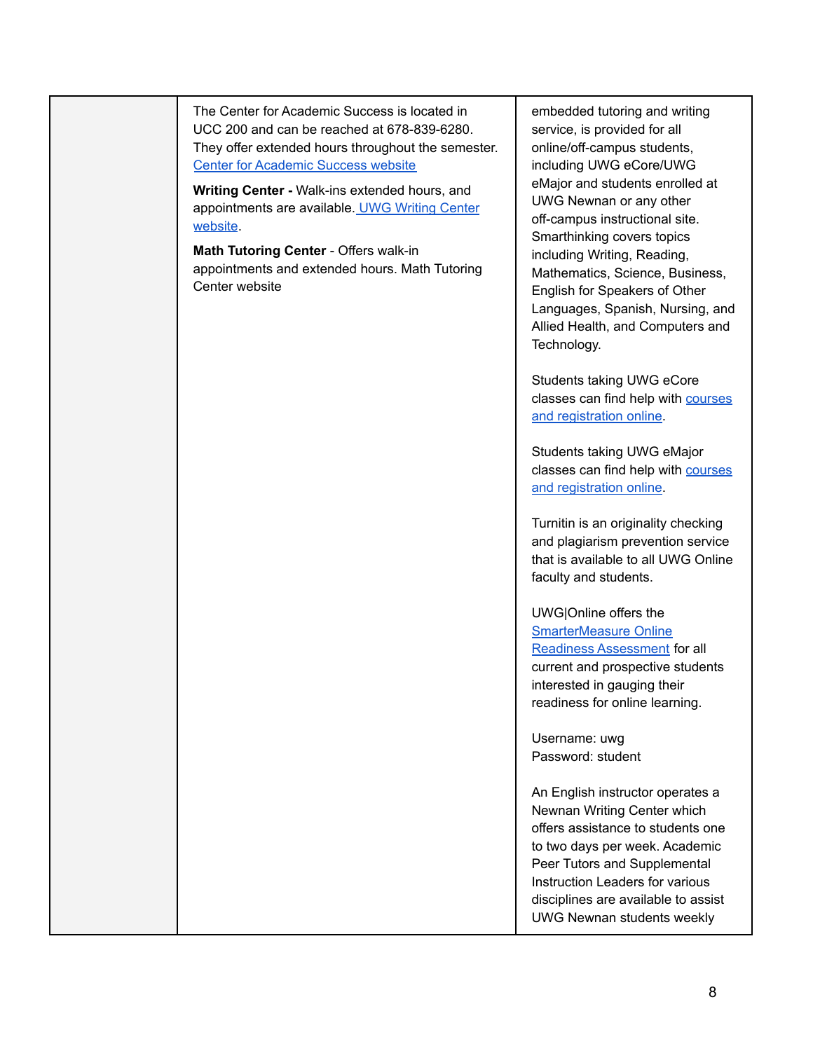| | | |
|---|---|---|
| | The Center for Academic Success is located in UCC 200 and can be reached at 678-839-6280. They offer extended hours throughout the semester. Center for Academic Success website<br><br>**Writing Center -** Walk-ins extended hours, and appointments are available. UWG Writing Center website.<br><br>**Math Tutoring Center** - Offers walk-in appointments and extended hours. Math Tutoring Center website | embedded tutoring and writing service, is provided for all online/off-campus students, including UWG eCore/UWG eMajor and students enrolled at UWG Newnan or any other off-campus instructional site. Smarthinking covers topics including Writing, Reading, Mathematics, Science, Business, English for Speakers of Other Languages, Spanish, Nursing, and Allied Health, and Computers and Technology.<br><br>Students taking UWG eCore classes can find help with courses and registration online.<br><br>Students taking UWG eMajor classes can find help with courses and registration online.<br><br>Turnitin is an originality checking and plagiarism prevention service that is available to all UWG Online faculty and students.<br><br>UWG\|Online offers the SmarterMeasure Online Readiness Assessment for all current and prospective students interested in gauging their readiness for online learning.<br><br>Username: uwg<br>Password: student<br><br>An English instructor operates a Newnan Writing Center which offers assistance to students one to two days per week. Academic Peer Tutors and Supplemental Instruction Leaders for various disciplines are available to assist UWG Newnan students weekly |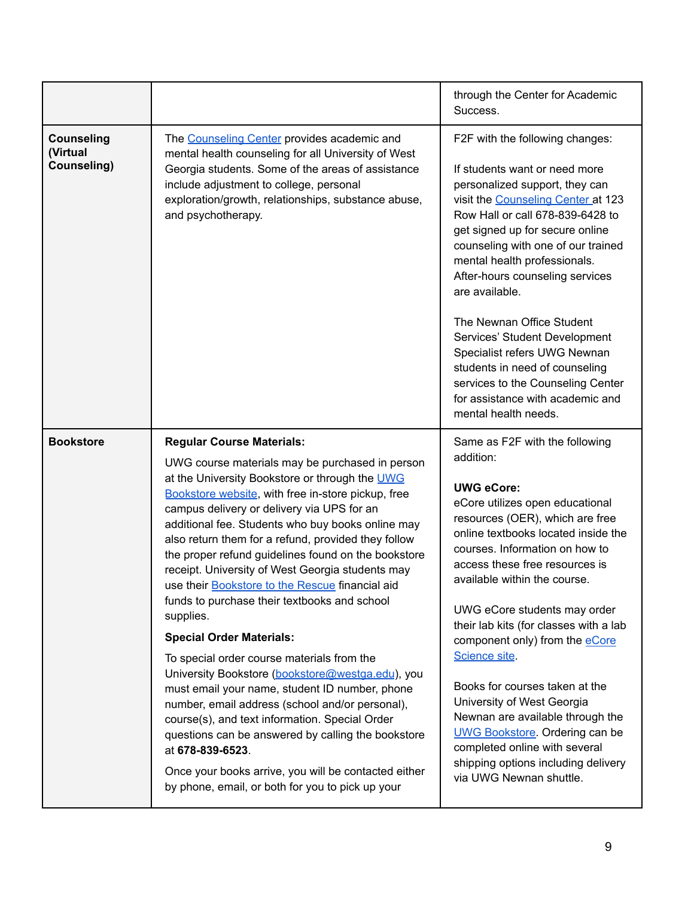| | | |
|---|---|---|
| | | through the Center for Academic Success. |
| **Counseling (Virtual Counseling)** | The Counseling Center provides academic and mental health counseling for all University of West Georgia students. Some of the areas of assistance include adjustment to college, personal exploration/growth, relationships, substance abuse, and psychotherapy. | F2F with the following changes:<br><br>If students want or need more personalized support, they can visit the Counseling Center at 123 Row Hall or call 678-839-6428 to get signed up for secure online counseling with one of our trained mental health professionals. After-hours counseling services are available.<br><br>The Newnan Office Student Services' Student Development Specialist refers UWG Newnan students in need of counseling services to the Counseling Center for assistance with academic and mental health needs. |
| **Bookstore** | **Regular Course Materials:**<br><br>UWG course materials may be purchased in person at the University Bookstore or through the UWG Bookstore website, with free in-store pickup, free campus delivery or delivery via UPS for an additional fee. Students who buy books online may also return them for a refund, provided they follow the proper refund guidelines found on the bookstore receipt. University of West Georgia students may use their Bookstore to the Rescue financial aid funds to purchase their textbooks and school supplies.<br><br>**Special Order Materials:**<br><br>To special order course materials from the University Bookstore (bookstore@westga.edu), you must email your name, student ID number, phone number, email address (school and/or personal), course(s), and text information. Special Order questions can be answered by calling the bookstore at **678-839-6523**.<br><br>Once your books arrive, you will be contacted either by phone, email, or both for you to pick up your | Same as F2F with the following addition:<br><br>**UWG eCore:**<br>eCore utilizes open educational resources (OER), which are free online textbooks located inside the courses. Information on how to access these free resources is available within the course.<br><br>UWG eCore students may order their lab kits (for classes with a lab component only) from the eCore Science site.<br><br>Books for courses taken at the University of West Georgia Newnan are available through the UWG Bookstore. Ordering can be completed online with several shipping options including delivery via UWG Newnan shuttle. |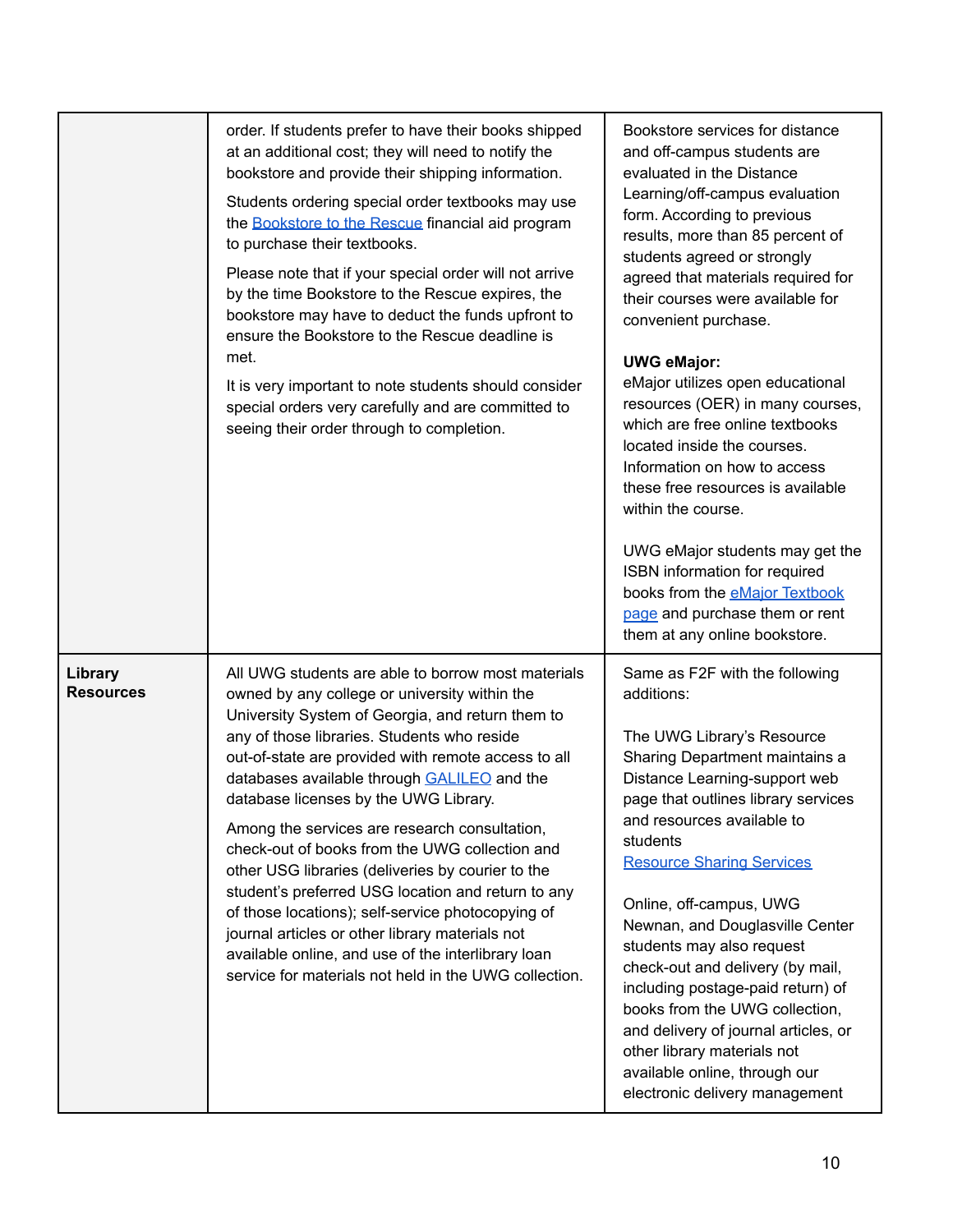| | | |
|---|---|---|
| | order. If students prefer to have their books shipped at an additional cost; they will need to notify the bookstore and provide their shipping information.<br><br>Students ordering special order textbooks may use the Bookstore to the Rescue financial aid program to purchase their textbooks.<br><br>Please note that if your special order will not arrive by the time Bookstore to the Rescue expires, the bookstore may have to deduct the funds upfront to ensure the Bookstore to the Rescue deadline is met.<br><br>It is very important to note students should consider special orders very carefully and are committed to seeing their order through to completion. | Bookstore services for distance and off-campus students are evaluated in the Distance Learning/off-campus evaluation form. According to previous results, more than 85 percent of students agreed or strongly agreed that materials required for their courses were available for convenient purchase.<br><br>**UWG eMajor:**<br>eMajor utilizes open educational resources (OER) in many courses, which are free online textbooks located inside the courses. Information on how to access these free resources is available within the course.<br><br>UWG eMajor students may get the ISBN information for required books from the eMajor Textbook page and purchase them or rent them at any online bookstore. |
| **Library Resources** | All UWG students are able to borrow most materials owned by any college or university within the University System of Georgia, and return them to any of those libraries. Students who reside out-of-state are provided with remote access to all databases available through GALILEO and the database licenses by the UWG Library.<br><br>Among the services are research consultation, check-out of books from the UWG collection and other USG libraries (deliveries by courier to the student's preferred USG location and return to any of those locations); self-service photocopying of journal articles or other library materials not available online, and use of the interlibrary loan service for materials not held in the UWG collection. | Same as F2F with the following additions:<br><br>The UWG Library's Resource Sharing Department maintains a Distance Learning-support web page that outlines library services and resources available to students<br>Resource Sharing Services<br><br>Online, off-campus, UWG Newnan, and Douglasville Center students may also request check-out and delivery (by mail, including postage-paid return) of books from the UWG collection, and delivery of journal articles, or other library materials not available online, through our electronic delivery management |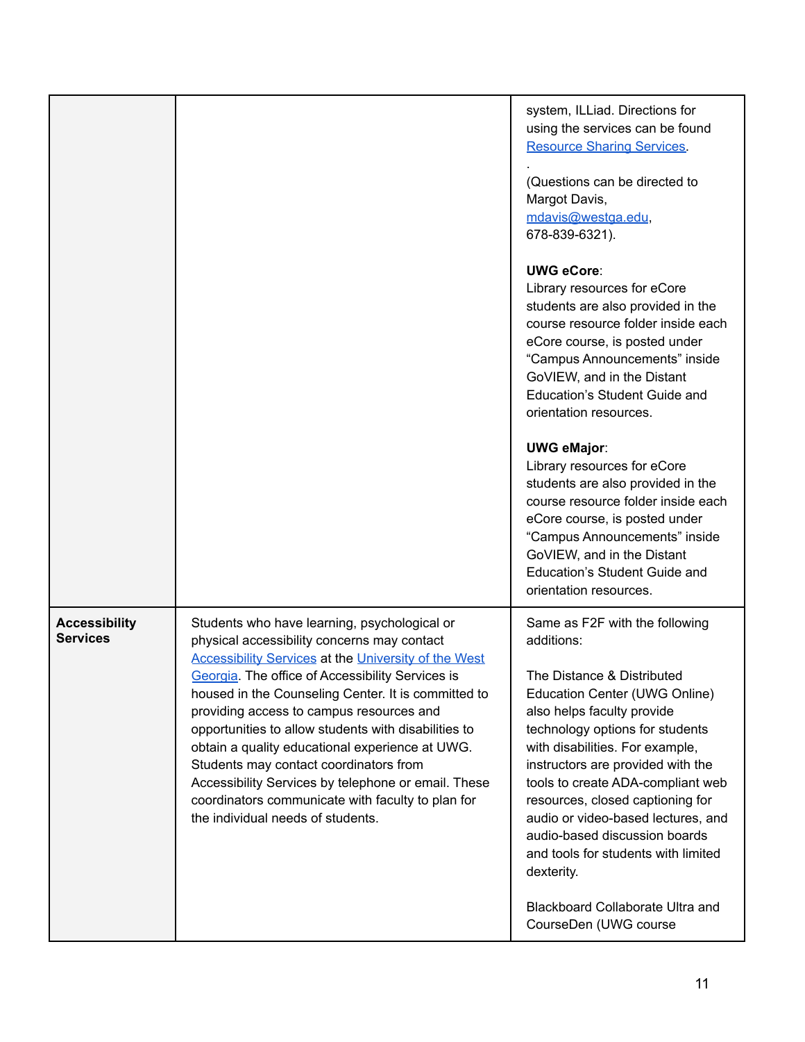| | | |
|---|---|---|
| | | system, ILLiad. Directions for using the services can be found Resource Sharing Services.<br><br>.<br>(Questions can be directed to Margot Davis, mdavis@westga.edu, 678-839-6321).<br><br>**UWG eCore**:<br>Library resources for eCore students are also provided in the course resource folder inside each eCore course, is posted under "Campus Announcements" inside GoVIEW, and in the Distant Education's Student Guide and orientation resources.<br><br>**UWG eMajor**:<br>Library resources for eCore students are also provided in the course resource folder inside each eCore course, is posted under "Campus Announcements" inside GoVIEW, and in the Distant Education's Student Guide and orientation resources. |
| **Accessibility Services** | Students who have learning, psychological or physical accessibility concerns may contact Accessibility Services at the University of the West Georgia. The office of Accessibility Services is housed in the Counseling Center. It is committed to providing access to campus resources and opportunities to allow students with disabilities to obtain a quality educational experience at UWG. Students may contact coordinators from Accessibility Services by telephone or email. These coordinators communicate with faculty to plan for the individual needs of students. | Same as F2F with the following additions:<br><br>The Distance & Distributed Education Center (UWG Online) also helps faculty provide technology options for students with disabilities. For example, instructors are provided with the tools to create ADA-compliant web resources, closed captioning for audio or video-based lectures, and audio-based discussion boards and tools for students with limited dexterity.<br><br>Blackboard Collaborate Ultra and CourseDen (UWG course |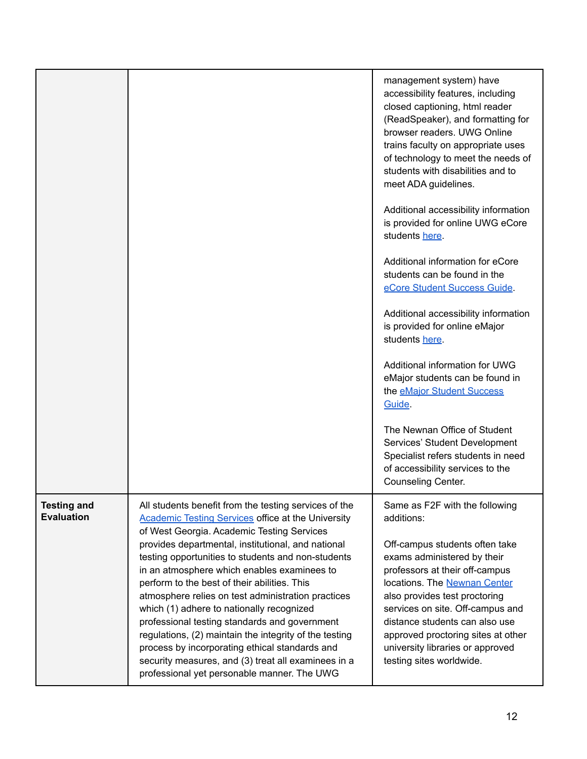| | | |
|---|---|---|
| | | management system) have accessibility features, including closed captioning, html reader (ReadSpeaker), and formatting for browser readers. UWG Online trains faculty on appropriate uses of technology to meet the needs of students with disabilities and to meet ADA guidelines.<br><br>Additional accessibility information is provided for online UWG eCore students [here](#).<br><br>Additional information for eCore students can be found in the [eCore Student Success Guide](#).<br><br>Additional accessibility information is provided for online eMajor students [here](#).<br><br>Additional information for UWG eMajor students can be found in the [eMajor Student Success Guide](#).<br><br>The Newnan Office of Student Services' Student Development Specialist refers students in need of accessibility services to the Counseling Center. |
| **Testing and Evaluation** | All students benefit from the testing services of the [Academic Testing Services](#) office at the University of West Georgia. Academic Testing Services provides departmental, institutional, and national testing opportunities to students and non-students in an atmosphere which enables examinees to perform to the best of their abilities. This atmosphere relies on test administration practices which (1) adhere to nationally recognized professional testing standards and government regulations, (2) maintain the integrity of the testing process by incorporating ethical standards and security measures, and (3) treat all examinees in a professional yet personable manner. The UWG | Same as F2F with the following additions:<br><br>Off-campus students often take exams administered by their professors at their off-campus locations. The [Newnan Center](#) also provides test proctoring services on site. Off-campus and distance students can also use approved proctoring sites at other university libraries or approved testing sites worldwide. |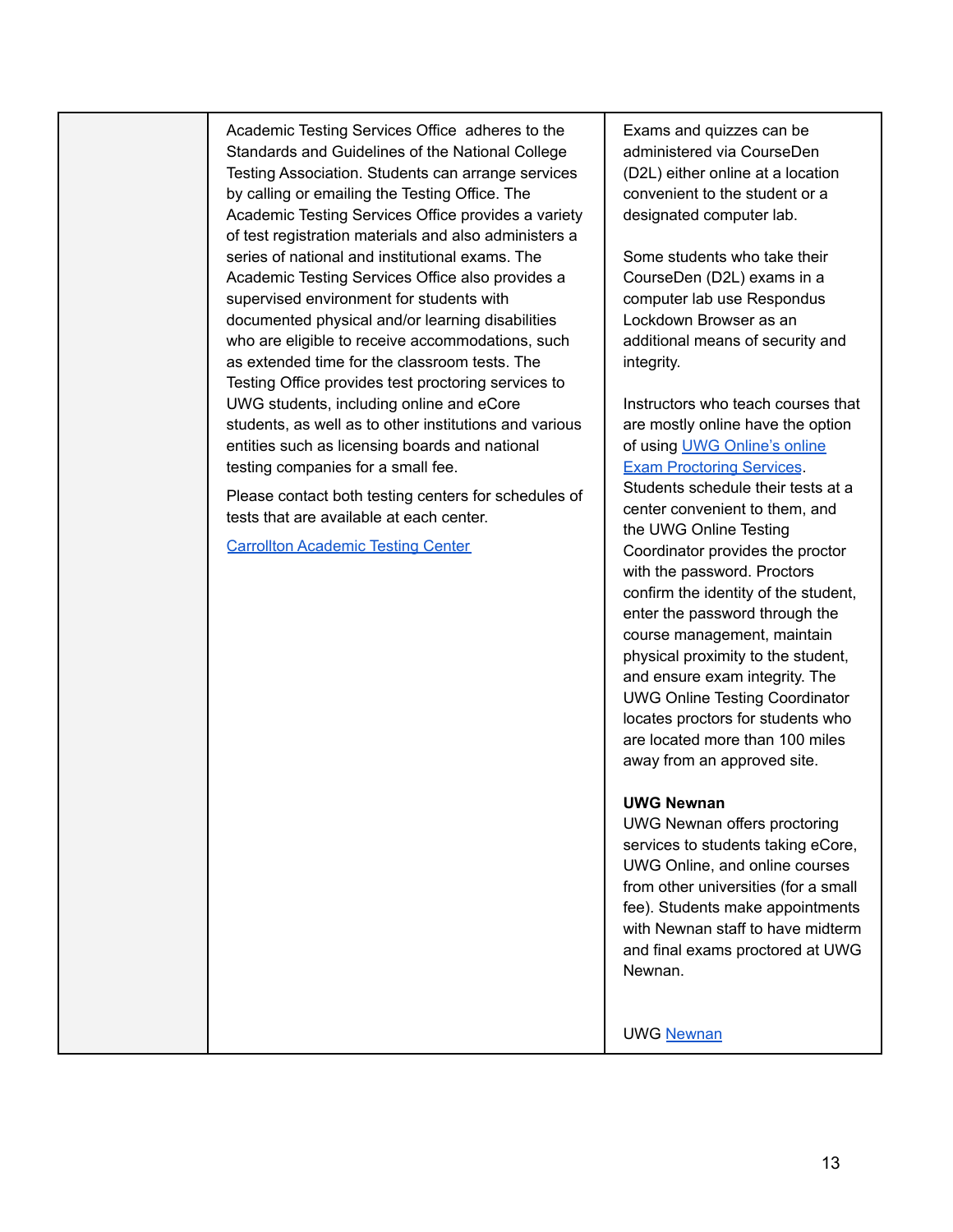|  | Academic Testing Services Office adheres to the Standards and Guidelines of the National College Testing Association. Students can arrange services by calling or emailing the Testing Office. The Academic Testing Services Office provides a variety of test registration materials and also administers a series of national and institutional exams. The Academic Testing Services Office also provides a supervised environment for students with documented physical and/or learning disabilities who are eligible to receive accommodations, such as extended time for the classroom tests. The Testing Office provides test proctoring services to UWG students, including online and eCore students, as well as to other institutions and various entities such as licensing boards and national testing companies for a small fee.<br><br>Please contact both testing centers for schedules of tests that are available at each center.<br><br>Carrollton Academic Testing Center | Exams and quizzes can be administered via CourseDen (D2L) either online at a location convenient to the student or a designated computer lab.<br><br>Some students who take their CourseDen (D2L) exams in a computer lab use Respondus Lockdown Browser as an additional means of security and integrity.<br><br>Instructors who teach courses that are mostly online have the option of using UWG Online's online Exam Proctoring Services. Students schedule their tests at a center convenient to them, and the UWG Online Testing Coordinator provides the proctor with the password. Proctors confirm the identity of the student, enter the password through the course management, maintain physical proximity to the student, and ensure exam integrity. The UWG Online Testing Coordinator locates proctors for students who are located more than 100 miles away from an approved site.<br><br>**UWG Newnan**<br>UWG Newnan offers proctoring services to students taking eCore, UWG Online, and online courses from other universities (for a small fee). Students make appointments with Newnan staff to have midterm and final exams proctored at UWG Newnan.<br><br>UWG Newnan |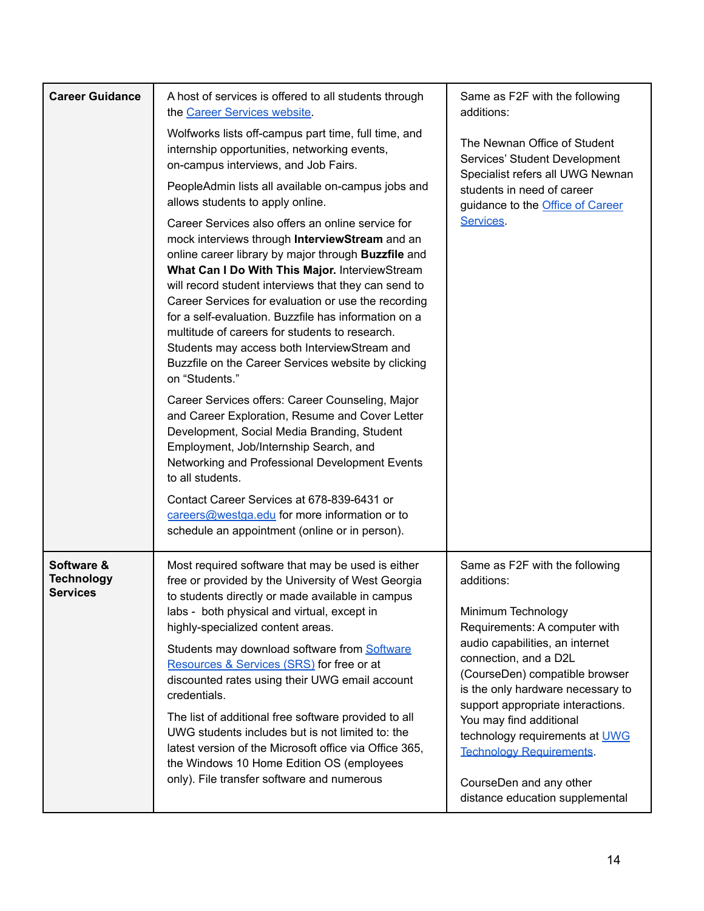| **Career Guidance** | A host of services is offered to all students through the Career Services website.<br><br>Wolfworks lists off-campus part time, full time, and internship opportunities, networking events, on-campus interviews, and Job Fairs.<br><br>PeopleAdmin lists all available on-campus jobs and allows students to apply online.<br><br>Career Services also offers an online service for mock interviews through **InterviewStream** and an online career library by major through **Buzzfile** and **What Can I Do With This Major.** InterviewStream will record student interviews that they can send to Career Services for evaluation or use the recording for a self-evaluation. Buzzfile has information on a multitude of careers for students to research. Students may access both InterviewStream and Buzzfile on the Career Services website by clicking on "Students."<br><br>Career Services offers: Career Counseling, Major and Career Exploration, Resume and Cover Letter Development, Social Media Branding, Student Employment, Job/Internship Search, and Networking and Professional Development Events to all students.<br><br>Contact Career Services at 678-839-6431 or careers@westga.edu for more information or to schedule an appointment (online or in person). | Same as F2F with the following additions:<br><br>The Newnan Office of Student Services' Student Development Specialist refers all UWG Newnan students in need of career guidance to the Office of Career Services. |
|---|---|---|
| **Software & Technology Services** | Most required software that may be used is either free or provided by the University of West Georgia to students directly or made available in campus labs - both physical and virtual, except in highly-specialized content areas.<br><br>Students may download software from Software Resources & Services (SRS) for free or at discounted rates using their UWG email account credentials.<br><br>The list of additional free software provided to all UWG students includes but is not limited to: the latest version of the Microsoft office via Office 365, the Windows 10 Home Edition OS (employees only). File transfer software and numerous | Same as F2F with the following additions:<br><br>Minimum Technology Requirements: A computer with audio capabilities, an internet connection, and a D2L (CourseDen) compatible browser is the only hardware necessary to support appropriate interactions. You may find additional technology requirements at UWG Technology Requirements.<br><br>CourseDen and any other distance education supplemental |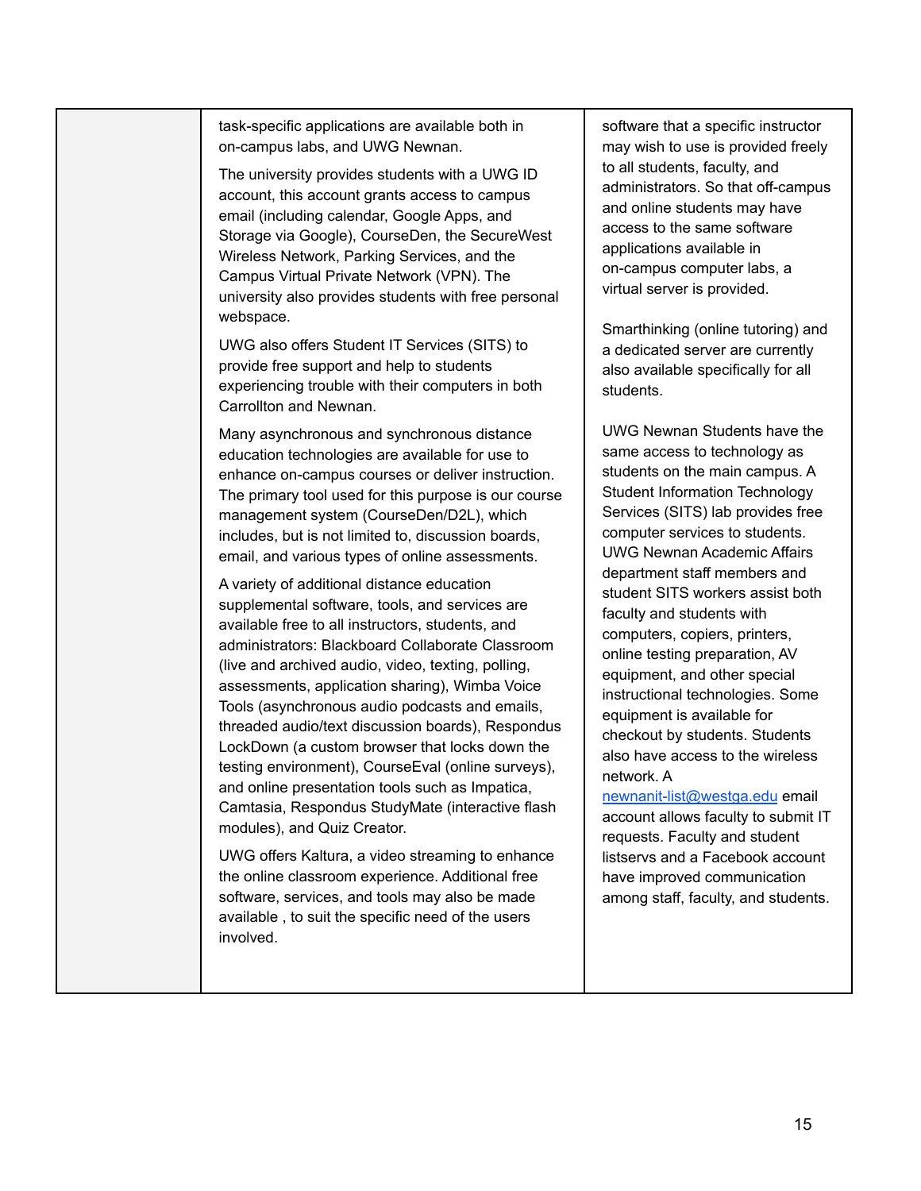| | | |
|---|---|---|
| | task-specific applications are available both in on-campus labs, and UWG Newnan.<br><br>The university provides students with a UWG ID account, this account grants access to campus email (including calendar, Google Apps, and Storage via Google), CourseDen, the SecureWest Wireless Network, Parking Services, and the Campus Virtual Private Network (VPN). The university also provides students with free personal webspace.<br><br>UWG also offers Student IT Services (SITS) to provide free support and help to students experiencing trouble with their computers in both Carrollton and Newnan.<br><br>Many asynchronous and synchronous distance education technologies are available for use to enhance on-campus courses or deliver instruction. The primary tool used for this purpose is our course management system (CourseDen/D2L), which includes, but is not limited to, discussion boards, email, and various types of online assessments.<br><br>A variety of additional distance education supplemental software, tools, and services are available free to all instructors, students, and administrators: Blackboard Collaborate Classroom (live and archived audio, video, texting, polling, assessments, application sharing), Wimba Voice Tools (asynchronous audio podcasts and emails, threaded audio/text discussion boards), Respondus LockDown (a custom browser that locks down the testing environment), CourseEval (online surveys), and online presentation tools such as Impatica, Camtasia, Respondus StudyMate (interactive flash modules), and Quiz Creator.<br><br>UWG offers Kaltura, a video streaming to enhance the online classroom experience. Additional free software, services, and tools may also be made available , to suit the specific need of the users involved. | software that a specific instructor may wish to use is provided freely to all students, faculty, and administrators. So that off-campus and online students may have access to the same software applications available in on-campus computer labs, a virtual server is provided.<br><br>Smarthinking (online tutoring) and a dedicated server are currently also available specifically for all students.<br><br>UWG Newnan Students have the same access to technology as students on the main campus. A Student Information Technology Services (SITS) lab provides free computer services to students. UWG Newnan Academic Affairs department staff members and student SITS workers assist both faculty and students with computers, copiers, printers, online testing preparation, AV equipment, and other special instructional technologies. Some equipment is available for checkout by students. Students also have access to the wireless network. A newnanit-list@westga.edu email account allows faculty to submit IT requests. Faculty and student listservs and a Facebook account have improved communication among staff, faculty, and students. |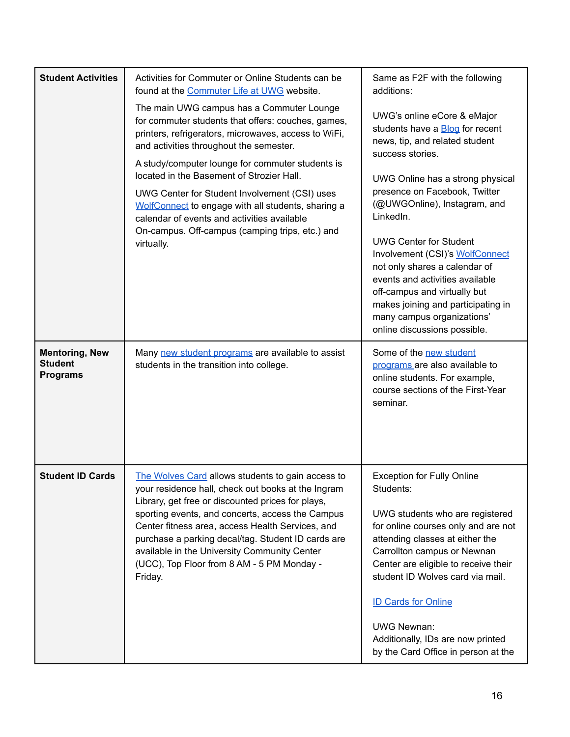| **Student Activities** | Activities for Commuter or Online Students can be found at the Commuter Life at UWG website.<br><br>The main UWG campus has a Commuter Lounge for commuter students that offers: couches, games, printers, refrigerators, microwaves, access to WiFi, and activities throughout the semester.<br><br>A study/computer lounge for commuter students is located in the Basement of Strozier Hall.<br><br>UWG Center for Student Involvement (CSI) uses WolfConnect to engage with all students, sharing a calendar of events and activities available On-campus. Off-campus (camping trips, etc.) and virtually. | Same as F2F with the following additions:<br><br>UWG's online eCore & eMajor students have a Blog for recent news, tip, and related student success stories.<br><br>UWG Online has a strong physical presence on Facebook, Twitter (@UWGOnline), Instagram, and LinkedIn.<br><br>UWG Center for Student Involvement (CSI)'s WolfConnect not only shares a calendar of events and activities available off-campus and virtually but makes joining and participating in many campus organizations' online discussions possible. |
|---|---|---|
| **Mentoring, New Student Programs** | Many new student programs are available to assist students in the transition into college. | Some of the new student programs are also available to online students. For example, course sections of the First-Year seminar. |
| **Student ID Cards** | The Wolves Card allows students to gain access to your residence hall, check out books at the Ingram Library, get free or discounted prices for plays, sporting events, and concerts, access the Campus Center fitness area, access Health Services, and purchase a parking decal/tag. Student ID cards are available in the University Community Center (UCC), Top Floor from 8 AM - 5 PM Monday - Friday. | Exception for Fully Online Students:<br><br>UWG students who are registered for online courses only and are not attending classes at either the Carrollton campus or Newnan Center are eligible to receive their student ID Wolves card via mail.<br><br>ID Cards for Online<br><br>UWG Newnan:<br>Additionally, IDs are now printed by the Card Office in person at the |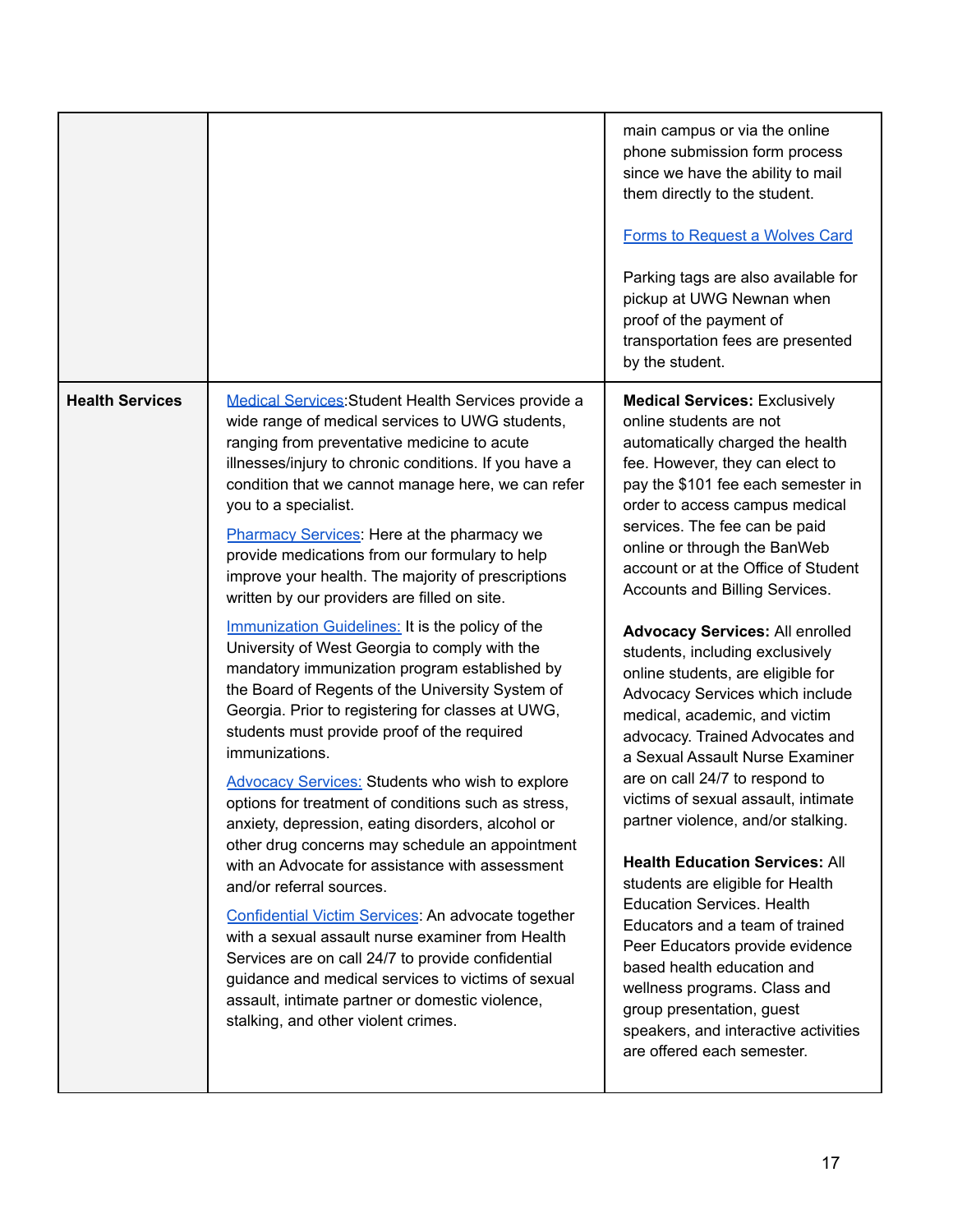| | | |
|---|---|---|
| | | main campus or via the online phone submission form process since we have the ability to mail them directly to the student.<br><br>Forms to Request a Wolves Card<br><br>Parking tags are also available for pickup at UWG Newnan when proof of the payment of transportation fees are presented by the student. |
| **Health Services** | Medical Services:Student Health Services provide a wide range of medical services to UWG students, ranging from preventative medicine to acute illnesses/injury to chronic conditions. If you have a condition that we cannot manage here, we can refer you to a specialist.<br><br>Pharmacy Services: Here at the pharmacy we provide medications from our formulary to help improve your health. The majority of prescriptions written by our providers are filled on site.<br><br>Immunization Guidelines: It is the policy of the University of West Georgia to comply with the mandatory immunization program established by the Board of Regents of the University System of Georgia. Prior to registering for classes at UWG, students must provide proof of the required immunizations.<br><br>Advocacy Services: Students who wish to explore options for treatment of conditions such as stress, anxiety, depression, eating disorders, alcohol or other drug concerns may schedule an appointment with an Advocate for assistance with assessment and/or referral sources.<br><br>Confidential Victim Services: An advocate together with a sexual assault nurse examiner from Health Services are on call 24/7 to provide confidential guidance and medical services to victims of sexual assault, intimate partner or domestic violence, stalking, and other violent crimes. | **Medical Services:** Exclusively online students are not automatically charged the health fee. However, they can elect to pay the $101 fee each semester in order to access campus medical services. The fee can be paid online or through the BanWeb account or at the Office of Student Accounts and Billing Services.<br><br>**Advocacy Services:** All enrolled students, including exclusively online students, are eligible for Advocacy Services which include medical, academic, and victim advocacy. Trained Advocates and a Sexual Assault Nurse Examiner are on call 24/7 to respond to victims of sexual assault, intimate partner violence, and/or stalking.<br><br>**Health Education Services:** All students are eligible for Health Education Services. Health Educators and a team of trained Peer Educators provide evidence based health education and wellness programs. Class and group presentation, guest speakers, and interactive activities are offered each semester. |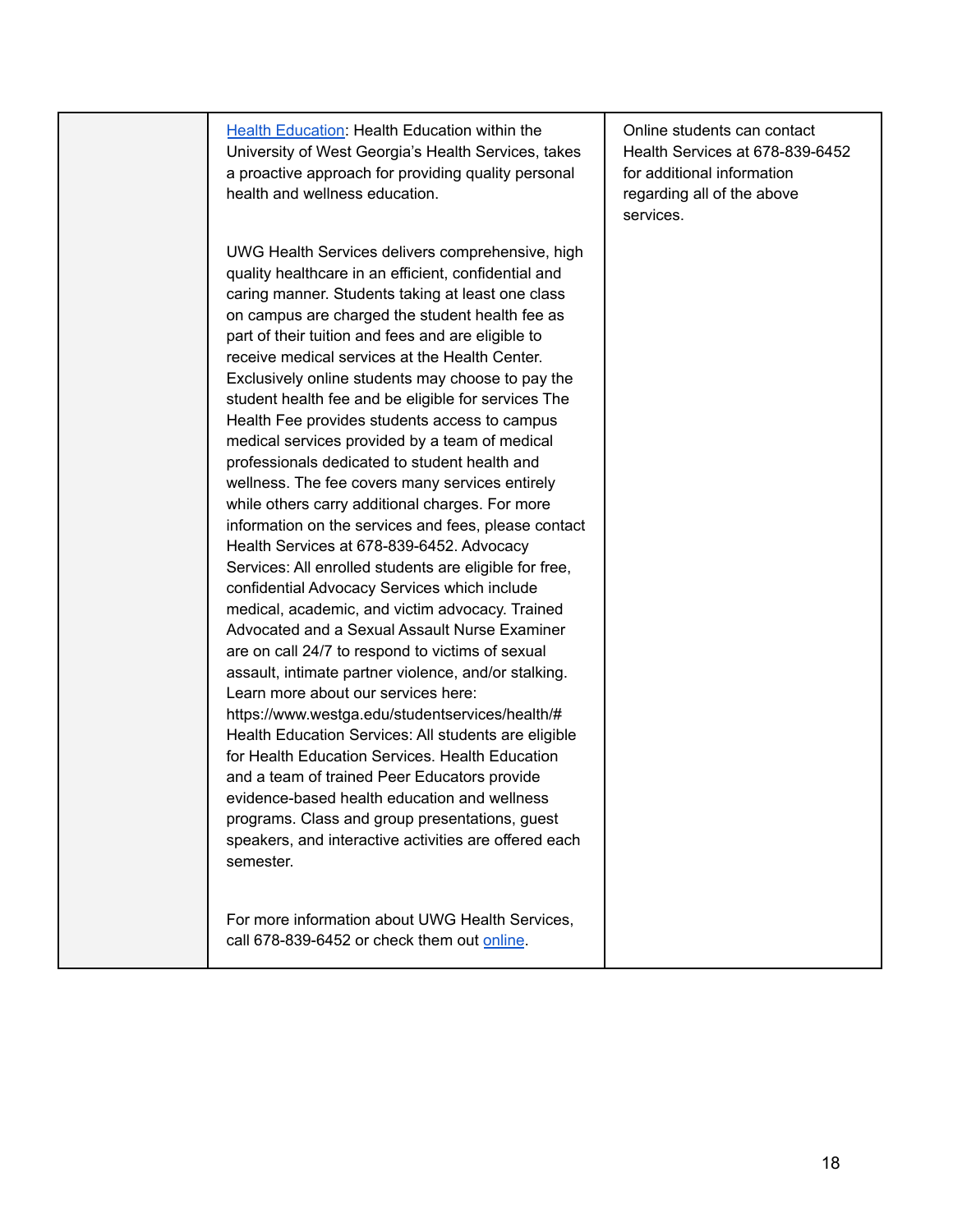| | | |
|---|---|---|
| | Health Education: Health Education within the University of West Georgia's Health Services, takes a proactive approach for providing quality personal health and wellness education.<br><br>UWG Health Services delivers comprehensive, high quality healthcare in an efficient, confidential and caring manner. Students taking at least one class on campus are charged the student health fee as part of their tuition and fees and are eligible to receive medical services at the Health Center. Exclusively online students may choose to pay the student health fee and be eligible for services The Health Fee provides students access to campus medical services provided by a team of medical professionals dedicated to student health and wellness. The fee covers many services entirely while others carry additional charges. For more information on the services and fees, please contact Health Services at 678-839-6452. Advocacy Services: All enrolled students are eligible for free, confidential Advocacy Services which include medical, academic, and victim advocacy. Trained Advocated and a Sexual Assault Nurse Examiner are on call 24/7 to respond to victims of sexual assault, intimate partner violence, and/or stalking. Learn more about our services here: https://www.westga.edu/studentservices/health/# Health Education Services: All students are eligible for Health Education Services. Health Education and a team of trained Peer Educators provide evidence-based health education and wellness programs. Class and group presentations, guest speakers, and interactive activities are offered each semester.<br><br>For more information about UWG Health Services, call 678-839-6452 or check them out online. | Online students can contact Health Services at 678-839-6452 for additional information regarding all of the above services. |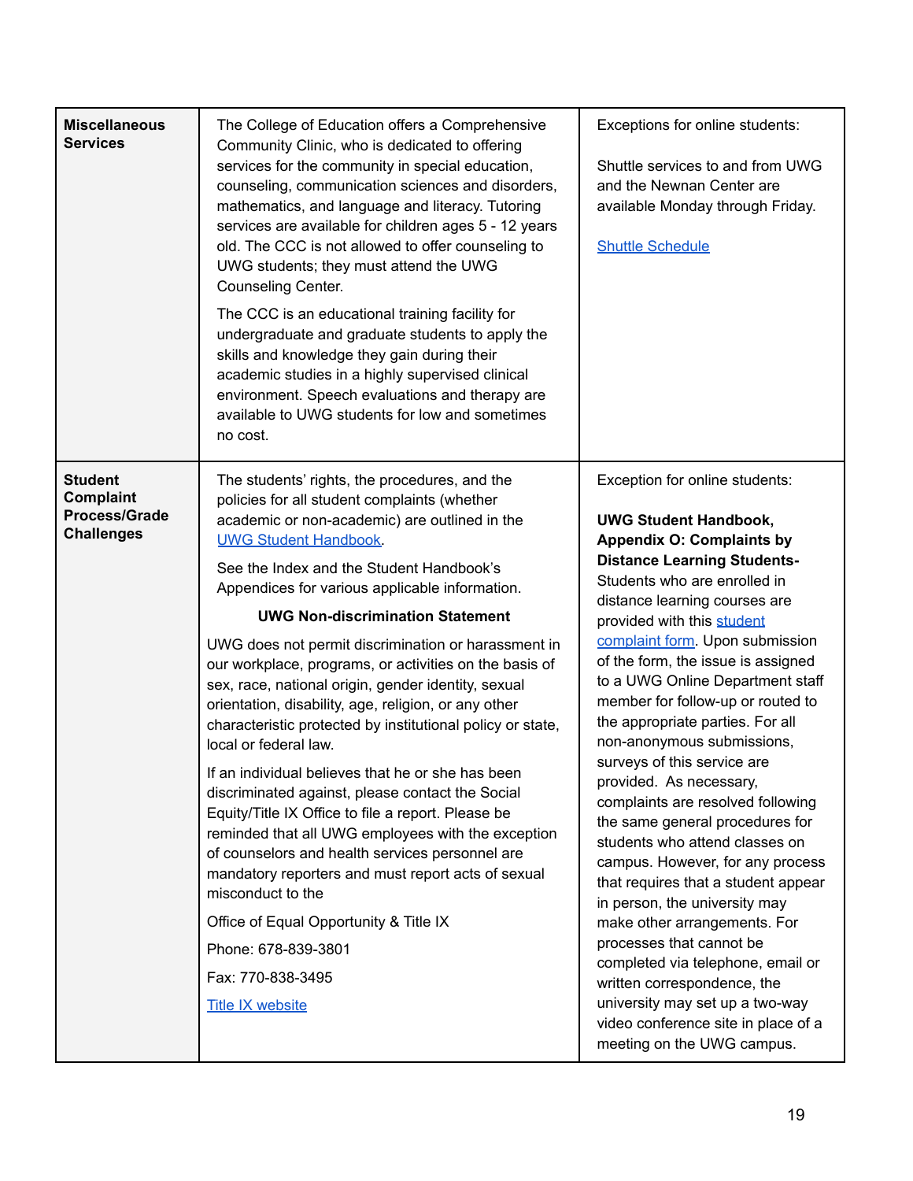| | | |
|---|---|---|
| **Miscellaneous Services** | The College of Education offers a Comprehensive Community Clinic, who is dedicated to offering services for the community in special education, counseling, communication sciences and disorders, mathematics, and language and literacy. Tutoring services are available for children ages 5 - 12 years old. The CCC is not allowed to offer counseling to UWG students; they must attend the UWG Counseling Center.<br><br>The CCC is an educational training facility for undergraduate and graduate students to apply the skills and knowledge they gain during their academic studies in a highly supervised clinical environment. Speech evaluations and therapy are available to UWG students for low and sometimes no cost. | Exceptions for online students:<br><br>Shuttle services to and from UWG and the Newnan Center are available Monday through Friday.<br><br>[Shuttle Schedule] |
| **Student Complaint Process/Grade Challenges** | The students' rights, the procedures, and the policies for all student complaints (whether academic or non-academic) are outlined in the [UWG Student Handbook].<br><br>See the Index and the Student Handbook's Appendices for various applicable information.<br><br>**UWG Non-discrimination Statement**<br><br>UWG does not permit discrimination or harassment in our workplace, programs, or activities on the basis of sex, race, national origin, gender identity, sexual orientation, disability, age, religion, or any other characteristic protected by institutional policy or state, local or federal law.<br><br>If an individual believes that he or she has been discriminated against, please contact the Social Equity/Title IX Office to file a report. Please be reminded that all UWG employees with the exception of counselors and health services personnel are mandatory reporters and must report acts of sexual misconduct to the<br><br>Office of Equal Opportunity & Title IX<br><br>Phone: 678-839-3801<br><br>Fax: 770-838-3495<br><br>[Title IX website] | Exception for online students:<br><br>**UWG Student Handbook, Appendix O: Complaints by Distance Learning Students-** Students who are enrolled in distance learning courses are provided with this [student complaint form]. Upon submission of the form, the issue is assigned to a UWG Online Department staff member for follow-up or routed to the appropriate parties. For all non-anonymous submissions, surveys of this service are provided. As necessary, complaints are resolved following the same general procedures for students who attend classes on campus. However, for any process that requires that a student appear in person, the university may make other arrangements. For processes that cannot be completed via telephone, email or written correspondence, the university may set up a two-way video conference site in place of a meeting on the UWG campus. |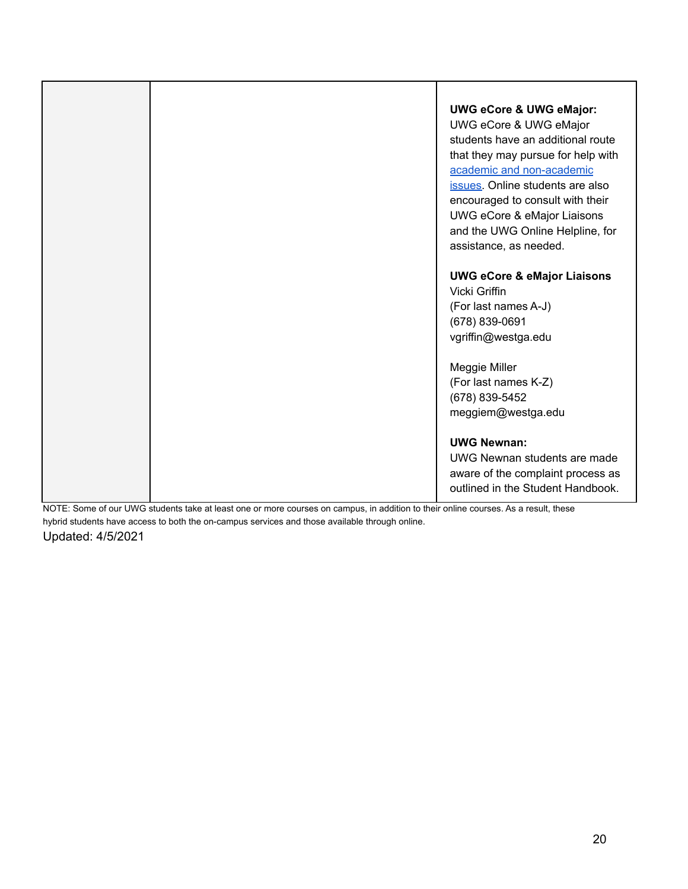| | | |
|---|---|---|
| | | **UWG eCore & UWG eMajor:** UWG eCore & UWG eMajor students have an additional route that they may pursue for help with academic and non-academic issues. Online students are also encouraged to consult with their UWG eCore & eMajor Liaisons and the UWG Online Helpline, for assistance, as needed.<br><br>**UWG eCore & eMajor Liaisons**<br>Vicki Griffin<br>(For last names A-J)<br>(678) 839-0691<br>vgriffin@westga.edu<br><br>Meggie Miller<br>(For last names K-Z)<br>(678) 839-5452<br>meggiem@westga.edu<br><br>**UWG Newnan:**<br>UWG Newnan students are made aware of the complaint process as outlined in the Student Handbook. |

NOTE: Some of our UWG students take at least one or more courses on campus, in addition to their online courses. As a result, these hybrid students have access to both the on-campus services and those available through online.

Updated: 4/5/2021